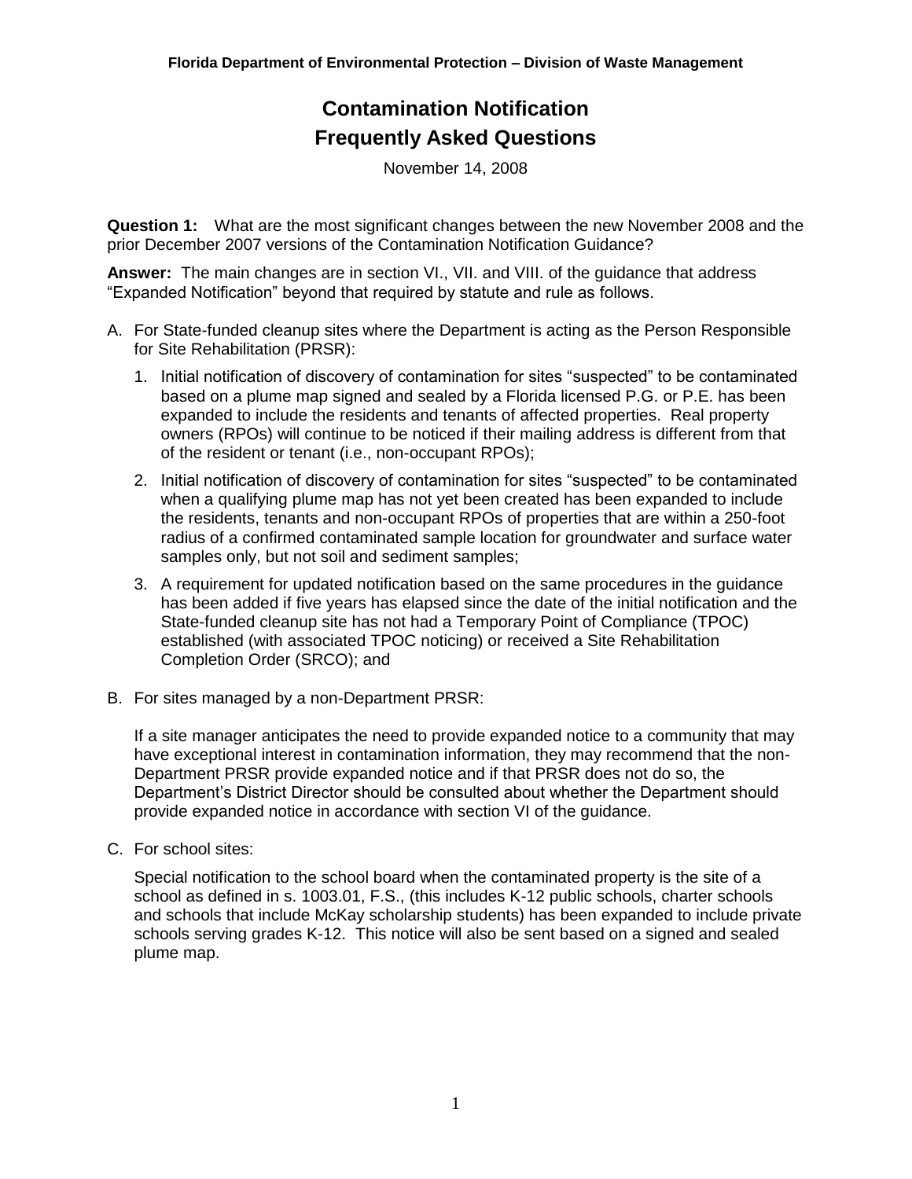Florida Department of Environmental Protection – Division of Waste Management

# Contamination Notification Frequently Asked Questions

November 14, 2008

**Question 1:** What are the most significant changes between the new November 2008 and the prior December 2007 versions of the Contamination Notification Guidance?

**Answer:** The main changes are in section VI., VII. and VIII. of the guidance that address "Expanded Notification" beyond that required by statute and rule as follows.

A. For State-funded cleanup sites where the Department is acting as the Person Responsible for Site Rehabilitation (PRSR):

   1. Initial notification of discovery of contamination for sites "suspected" to be contaminated based on a plume map signed and sealed by a Florida licensed P.G. or P.E. has been expanded to include the residents and tenants of affected properties. Real property owners (RPOs) will continue to be noticed if their mailing address is different from that of the resident or tenant (i.e., non-occupant RPOs);

   2. Initial notification of discovery of contamination for sites "suspected" to be contaminated when a qualifying plume map has not yet been created has been expanded to include the residents, tenants and non-occupant RPOs of properties that are within a 250-foot radius of a confirmed contaminated sample location for groundwater and surface water samples only, but not soil and sediment samples;

   3. A requirement for updated notification based on the same procedures in the guidance has been added if five years has elapsed since the date of the initial notification and the State-funded cleanup site has not had a Temporary Point of Compliance (TPOC) established (with associated TPOC noticing) or received a Site Rehabilitation Completion Order (SRCO); and

B. For sites managed by a non-Department PRSR:

   If a site manager anticipates the need to provide expanded notice to a community that may have exceptional interest in contamination information, they may recommend that the non-Department PRSR provide expanded notice and if that PRSR does not do so, the Department's District Director should be consulted about whether the Department should provide expanded notice in accordance with section VI of the guidance.

C. For school sites:

   Special notification to the school board when the contaminated property is the site of a school as defined in s. 1003.01, F.S., (this includes K-12 public schools, charter schools and schools that include McKay scholarship students) has been expanded to include private schools serving grades K-12. This notice will also be sent based on a signed and sealed plume map.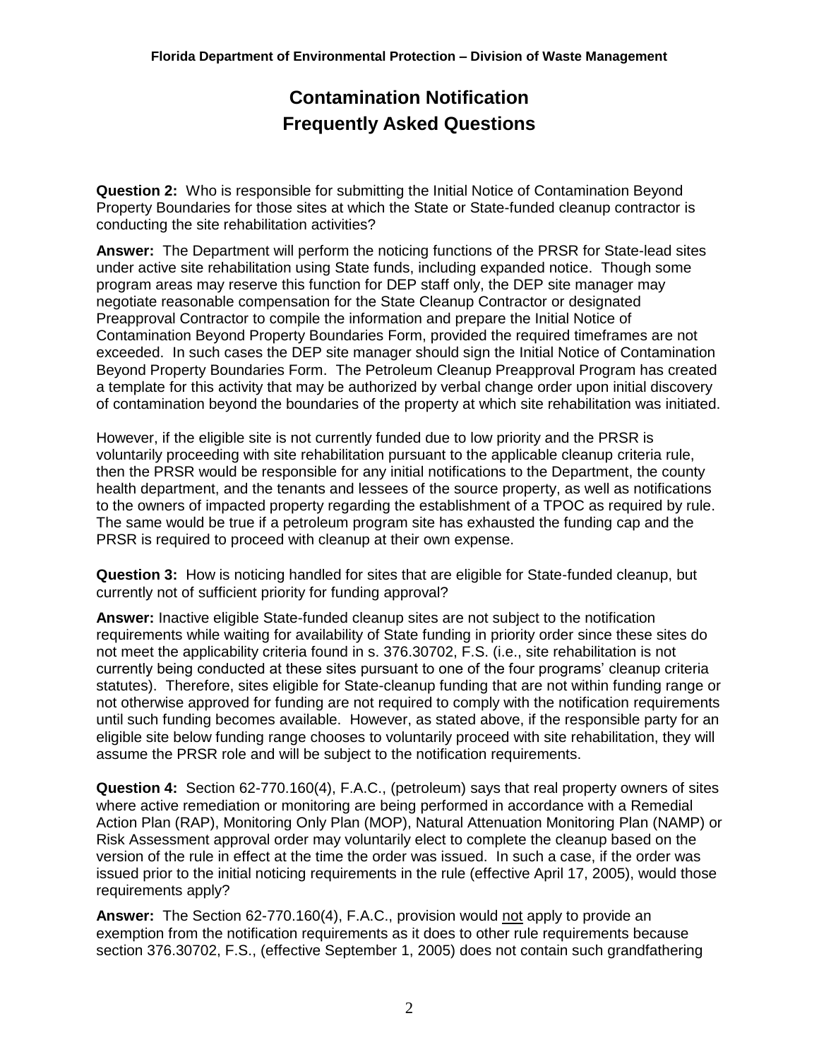# Contamination Notification Frequently Asked Questions

**Question 2:** Who is responsible for submitting the Initial Notice of Contamination Beyond Property Boundaries for those sites at which the State or State-funded cleanup contractor is conducting the site rehabilitation activities?

**Answer:** The Department will perform the noticing functions of the PRSR for State-lead sites under active site rehabilitation using State funds, including expanded notice. Though some program areas may reserve this function for DEP staff only, the DEP site manager may negotiate reasonable compensation for the State Cleanup Contractor or designated Preapproval Contractor to compile the information and prepare the Initial Notice of Contamination Beyond Property Boundaries Form, provided the required timeframes are not exceeded. In such cases the DEP site manager should sign the Initial Notice of Contamination Beyond Property Boundaries Form. The Petroleum Cleanup Preapproval Program has created a template for this activity that may be authorized by verbal change order upon initial discovery of contamination beyond the boundaries of the property at which site rehabilitation was initiated.

However, if the eligible site is not currently funded due to low priority and the PRSR is voluntarily proceeding with site rehabilitation pursuant to the applicable cleanup criteria rule, then the PRSR would be responsible for any initial notifications to the Department, the county health department, and the tenants and lessees of the source property, as well as notifications to the owners of impacted property regarding the establishment of a TPOC as required by rule. The same would be true if a petroleum program site has exhausted the funding cap and the PRSR is required to proceed with cleanup at their own expense.

**Question 3:** How is noticing handled for sites that are eligible for State-funded cleanup, but currently not of sufficient priority for funding approval?

**Answer:** Inactive eligible State-funded cleanup sites are not subject to the notification requirements while waiting for availability of State funding in priority order since these sites do not meet the applicability criteria found in s. 376.30702, F.S. (i.e., site rehabilitation is not currently being conducted at these sites pursuant to one of the four programs' cleanup criteria statutes). Therefore, sites eligible for State-cleanup funding that are not within funding range or not otherwise approved for funding are not required to comply with the notification requirements until such funding becomes available. However, as stated above, if the responsible party for an eligible site below funding range chooses to voluntarily proceed with site rehabilitation, they will assume the PRSR role and will be subject to the notification requirements.

**Question 4:** Section 62-770.160(4), F.A.C., (petroleum) says that real property owners of sites where active remediation or monitoring are being performed in accordance with a Remedial Action Plan (RAP), Monitoring Only Plan (MOP), Natural Attenuation Monitoring Plan (NAMP) or Risk Assessment approval order may voluntarily elect to complete the cleanup based on the version of the rule in effect at the time the order was issued. In such a case, if the order was issued prior to the initial noticing requirements in the rule (effective April 17, 2005), would those requirements apply?

**Answer:** The Section 62-770.160(4), F.A.C., provision would not apply to provide an exemption from the notification requirements as it does to other rule requirements because section 376.30702, F.S., (effective September 1, 2005) does not contain such grandfathering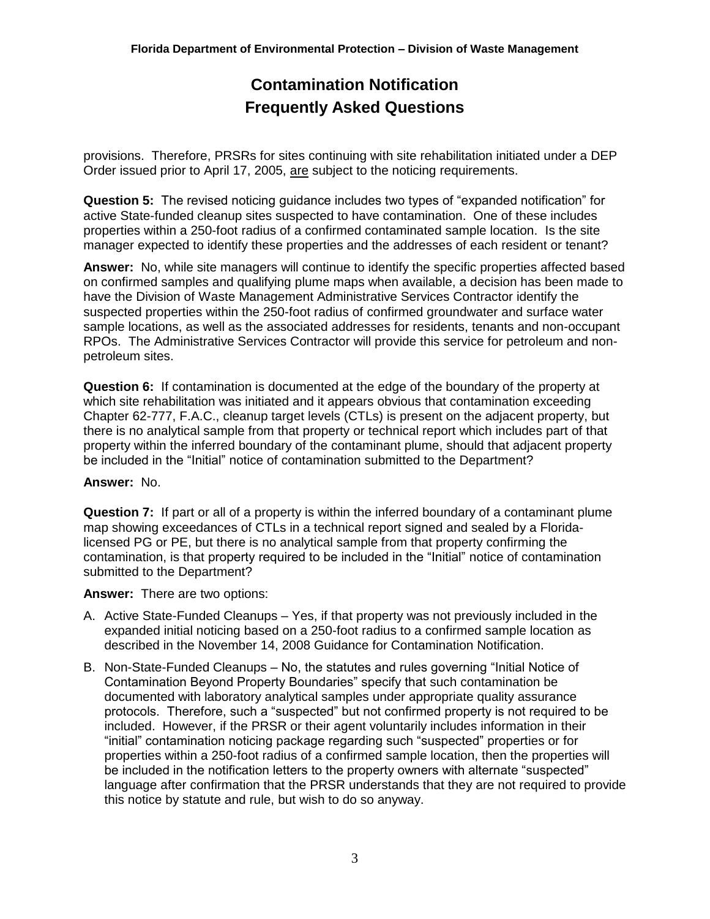provisions. Therefore, PRSRs for sites continuing with site rehabilitation initiated under a DEP Order issued prior to April 17, 2005, <u>are</u> subject to the noticing requirements.

**Question 5:** The revised noticing guidance includes two types of "expanded notification" for active State-funded cleanup sites suspected to have contamination. One of these includes properties within a 250-foot radius of a confirmed contaminated sample location. Is the site manager expected to identify these properties and the addresses of each resident or tenant?

**Answer:** No, while site managers will continue to identify the specific properties affected based on confirmed samples and qualifying plume maps when available, a decision has been made to have the Division of Waste Management Administrative Services Contractor identify the suspected properties within the 250-foot radius of confirmed groundwater and surface water sample locations, as well as the associated addresses for residents, tenants and non-occupant RPOs. The Administrative Services Contractor will provide this service for petroleum and non-petroleum sites.

**Question 6:** If contamination is documented at the edge of the boundary of the property at which site rehabilitation was initiated and it appears obvious that contamination exceeding Chapter 62-777, F.A.C., cleanup target levels (CTLs) is present on the adjacent property, but there is no analytical sample from that property or technical report which includes part of that property within the inferred boundary of the contaminant plume, should that adjacent property be included in the "Initial" notice of contamination submitted to the Department?

**Answer:** No.

**Question 7:** If part or all of a property is within the inferred boundary of a contaminant plume map showing exceedances of CTLs in a technical report signed and sealed by a Florida-licensed PG or PE, but there is no analytical sample from that property confirming the contamination, is that property required to be included in the "Initial" notice of contamination submitted to the Department?

**Answer:** There are two options:

A. Active State-Funded Cleanups – Yes, if that property was not previously included in the expanded initial noticing based on a 250-foot radius to a confirmed sample location as described in the November 14, 2008 Guidance for Contamination Notification.

B. Non-State-Funded Cleanups – No, the statutes and rules governing "Initial Notice of Contamination Beyond Property Boundaries" specify that such contamination be documented with laboratory analytical samples under appropriate quality assurance protocols. Therefore, such a "suspected" but not confirmed property is not required to be included. However, if the PRSR or their agent voluntarily includes information in their "initial" contamination noticing package regarding such "suspected" properties or for properties within a 250-foot radius of a confirmed sample location, then the properties will be included in the notification letters to the property owners with alternate "suspected" language after confirmation that the PRSR understands that they are not required to provide this notice by statute and rule, but wish to do so anyway.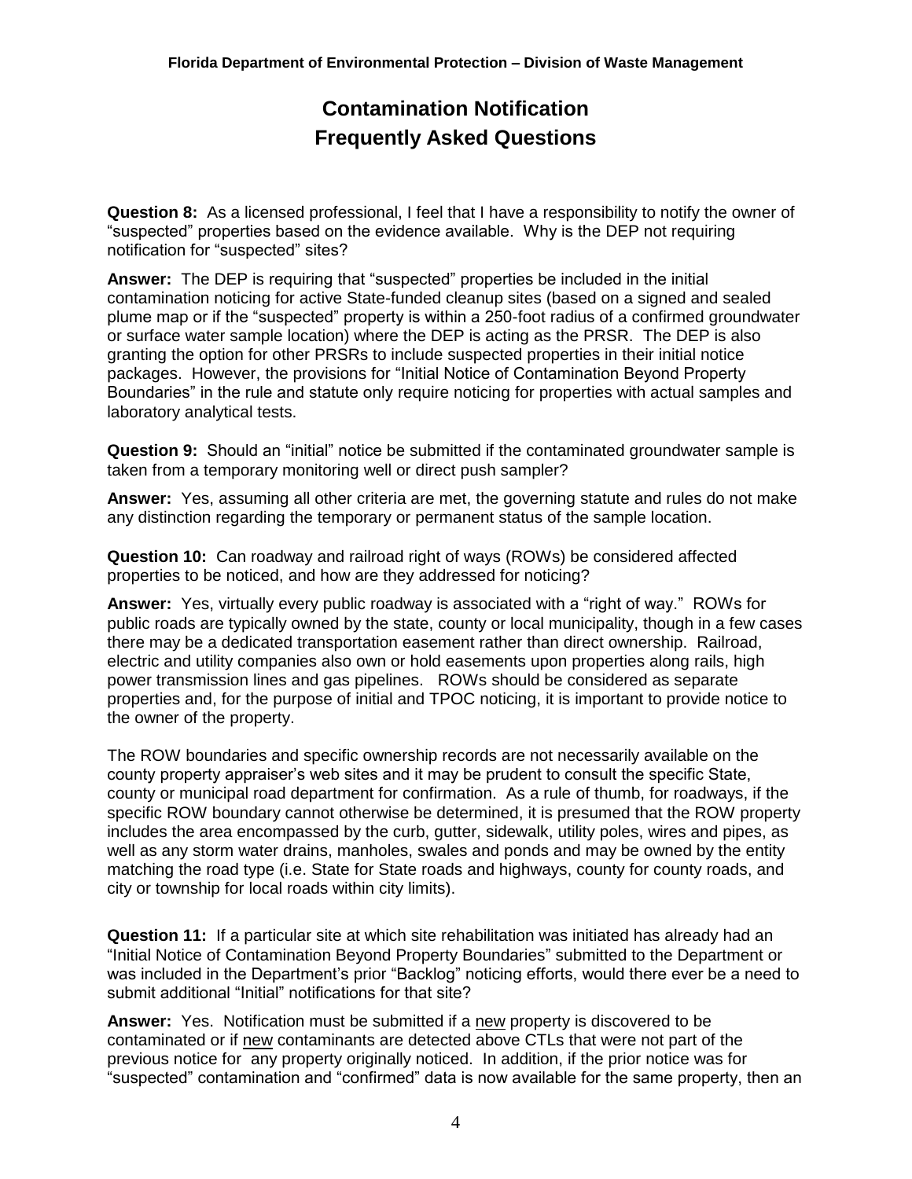# Contamination Notification Frequently Asked Questions

**Question 8:** As a licensed professional, I feel that I have a responsibility to notify the owner of "suspected" properties based on the evidence available. Why is the DEP not requiring notification for "suspected" sites?

**Answer:** The DEP is requiring that "suspected" properties be included in the initial contamination noticing for active State-funded cleanup sites (based on a signed and sealed plume map or if the "suspected" property is within a 250-foot radius of a confirmed groundwater or surface water sample location) where the DEP is acting as the PRSR. The DEP is also granting the option for other PRSRs to include suspected properties in their initial notice packages. However, the provisions for "Initial Notice of Contamination Beyond Property Boundaries" in the rule and statute only require noticing for properties with actual samples and laboratory analytical tests.

**Question 9:** Should an "initial" notice be submitted if the contaminated groundwater sample is taken from a temporary monitoring well or direct push sampler?

**Answer:** Yes, assuming all other criteria are met, the governing statute and rules do not make any distinction regarding the temporary or permanent status of the sample location.

**Question 10:** Can roadway and railroad right of ways (ROWs) be considered affected properties to be noticed, and how are they addressed for noticing?

**Answer:** Yes, virtually every public roadway is associated with a "right of way." ROWs for public roads are typically owned by the state, county or local municipality, though in a few cases there may be a dedicated transportation easement rather than direct ownership. Railroad, electric and utility companies also own or hold easements upon properties along rails, high power transmission lines and gas pipelines. ROWs should be considered as separate properties and, for the purpose of initial and TPOC noticing, it is important to provide notice to the owner of the property.

The ROW boundaries and specific ownership records are not necessarily available on the county property appraiser's web sites and it may be prudent to consult the specific State, county or municipal road department for confirmation. As a rule of thumb, for roadways, if the specific ROW boundary cannot otherwise be determined, it is presumed that the ROW property includes the area encompassed by the curb, gutter, sidewalk, utility poles, wires and pipes, as well as any storm water drains, manholes, swales and ponds and may be owned by the entity matching the road type (i.e. State for State roads and highways, county for county roads, and city or township for local roads within city limits).

**Question 11:** If a particular site at which site rehabilitation was initiated has already had an "Initial Notice of Contamination Beyond Property Boundaries" submitted to the Department or was included in the Department's prior "Backlog" noticing efforts, would there ever be a need to submit additional "Initial" notifications for that site?

**Answer:** Yes. Notification must be submitted if a <u>new</u> property is discovered to be contaminated or if <u>new</u> contaminants are detected above CTLs that were not part of the previous notice for any property originally noticed. In addition, if the prior notice was for "suspected" contamination and "confirmed" data is now available for the same property, then an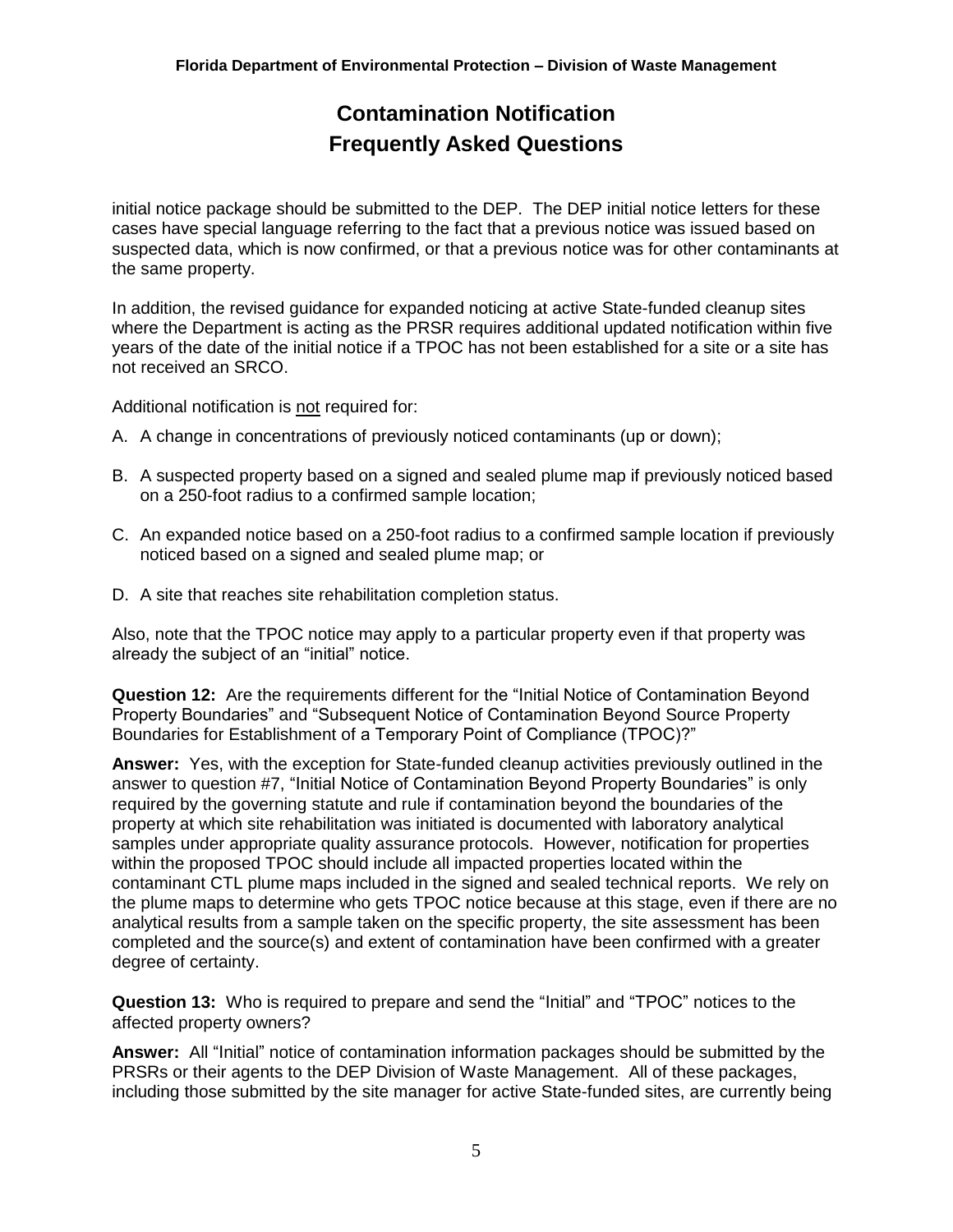initial notice package should be submitted to the DEP. The DEP initial notice letters for these cases have special language referring to the fact that a previous notice was issued based on suspected data, which is now confirmed, or that a previous notice was for other contaminants at the same property.

In addition, the revised guidance for expanded noticing at active State-funded cleanup sites where the Department is acting as the PRSR requires additional updated notification within five years of the date of the initial notice if a TPOC has not been established for a site or a site has not received an SRCO.

Additional notification is not required for:

A. A change in concentrations of previously noticed contaminants (up or down);

B. A suspected property based on a signed and sealed plume map if previously noticed based on a 250-foot radius to a confirmed sample location;

C. An expanded notice based on a 250-foot radius to a confirmed sample location if previously noticed based on a signed and sealed plume map; or

D. A site that reaches site rehabilitation completion status.

Also, note that the TPOC notice may apply to a particular property even if that property was already the subject of an "initial" notice.

**Question 12:** Are the requirements different for the "Initial Notice of Contamination Beyond Property Boundaries" and "Subsequent Notice of Contamination Beyond Source Property Boundaries for Establishment of a Temporary Point of Compliance (TPOC)?"

**Answer:** Yes, with the exception for State-funded cleanup activities previously outlined in the answer to question #7, "Initial Notice of Contamination Beyond Property Boundaries" is only required by the governing statute and rule if contamination beyond the boundaries of the property at which site rehabilitation was initiated is documented with laboratory analytical samples under appropriate quality assurance protocols. However, notification for properties within the proposed TPOC should include all impacted properties located within the contaminant CTL plume maps included in the signed and sealed technical reports. We rely on the plume maps to determine who gets TPOC notice because at this stage, even if there are no analytical results from a sample taken on the specific property, the site assessment has been completed and the source(s) and extent of contamination have been confirmed with a greater degree of certainty.

**Question 13:** Who is required to prepare and send the "Initial" and "TPOC" notices to the affected property owners?

**Answer:** All "Initial" notice of contamination information packages should be submitted by the PRSRs or their agents to the DEP Division of Waste Management. All of these packages, including those submitted by the site manager for active State-funded sites, are currently being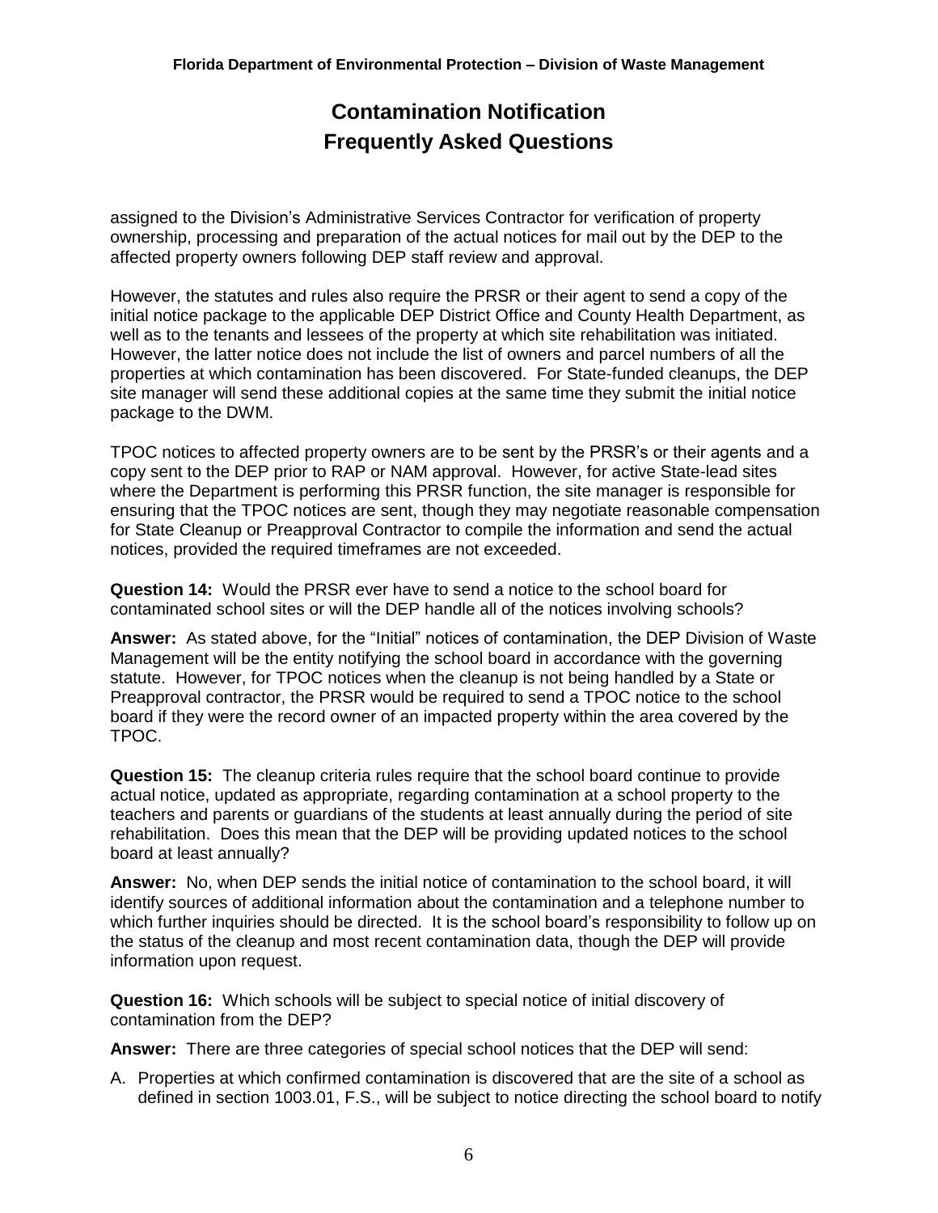assigned to the Division's Administrative Services Contractor for verification of property ownership, processing and preparation of the actual notices for mail out by the DEP to the affected property owners following DEP staff review and approval.

However, the statutes and rules also require the PRSR or their agent to send a copy of the initial notice package to the applicable DEP District Office and County Health Department, as well as to the tenants and lessees of the property at which site rehabilitation was initiated. However, the latter notice does not include the list of owners and parcel numbers of all the properties at which contamination has been discovered. For State-funded cleanups, the DEP site manager will send these additional copies at the same time they submit the initial notice package to the DWM.

TPOC notices to affected property owners are to be sent by the PRSR's or their agents and a copy sent to the DEP prior to RAP or NAM approval. However, for active State-lead sites where the Department is performing this PRSR function, the site manager is responsible for ensuring that the TPOC notices are sent, though they may negotiate reasonable compensation for State Cleanup or Preapproval Contractor to compile the information and send the actual notices, provided the required timeframes are not exceeded.

**Question 14:** Would the PRSR ever have to send a notice to the school board for contaminated school sites or will the DEP handle all of the notices involving schools?

**Answer:** As stated above, for the "Initial" notices of contamination, the DEP Division of Waste Management will be the entity notifying the school board in accordance with the governing statute. However, for TPOC notices when the cleanup is not being handled by a State or Preapproval contractor, the PRSR would be required to send a TPOC notice to the school board if they were the record owner of an impacted property within the area covered by the TPOC.

**Question 15:** The cleanup criteria rules require that the school board continue to provide actual notice, updated as appropriate, regarding contamination at a school property to the teachers and parents or guardians of the students at least annually during the period of site rehabilitation. Does this mean that the DEP will be providing updated notices to the school board at least annually?

**Answer:** No, when DEP sends the initial notice of contamination to the school board, it will identify sources of additional information about the contamination and a telephone number to which further inquiries should be directed. It is the school board's responsibility to follow up on the status of the cleanup and most recent contamination data, though the DEP will provide information upon request.

**Question 16:** Which schools will be subject to special notice of initial discovery of contamination from the DEP?

**Answer:** There are three categories of special school notices that the DEP will send:

A. Properties at which confirmed contamination is discovered that are the site of a school as defined in section 1003.01, F.S., will be subject to notice directing the school board to notify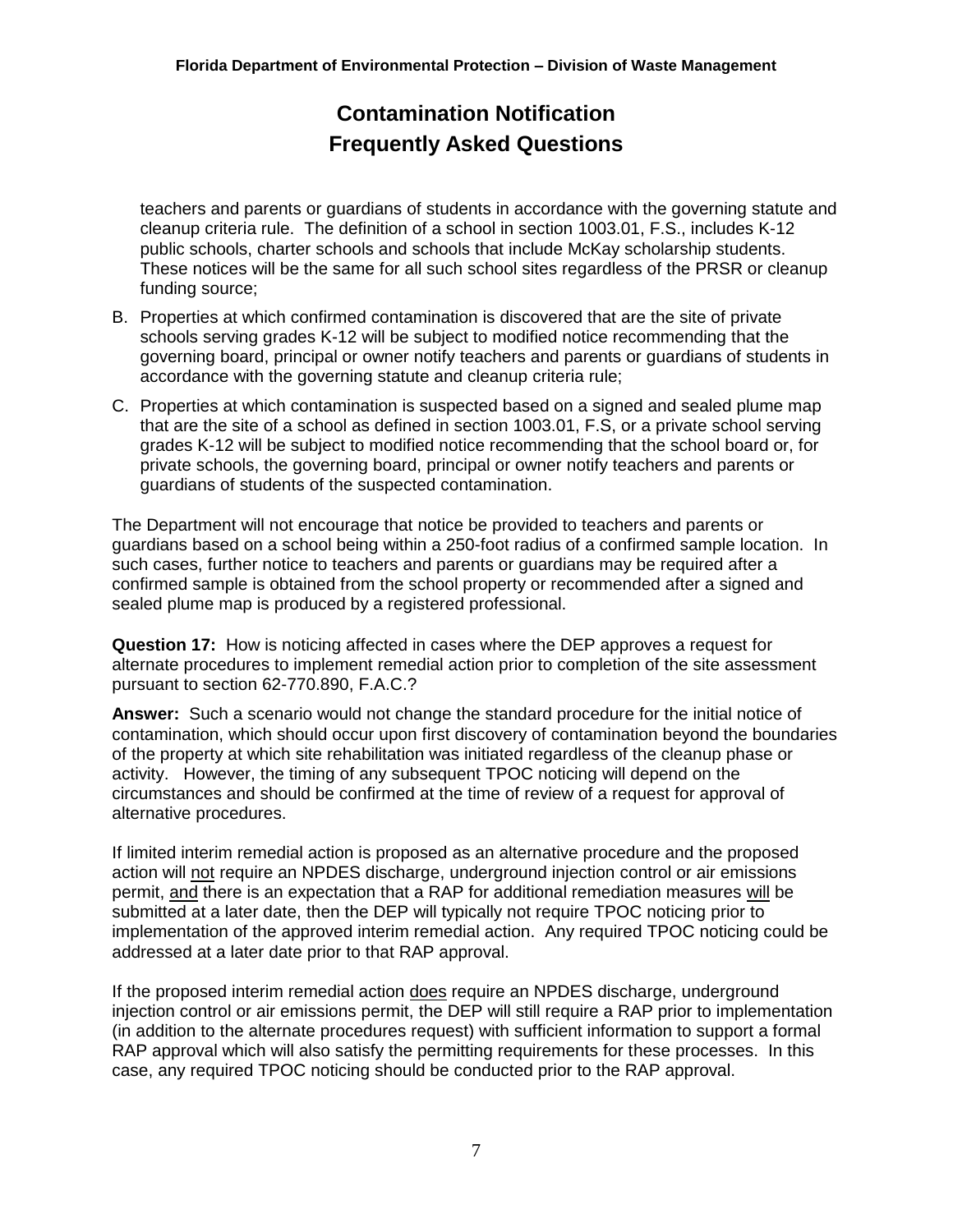teachers and parents or guardians of students in accordance with the governing statute and cleanup criteria rule. The definition of a school in section 1003.01, F.S., includes K-12 public schools, charter schools and schools that include McKay scholarship students. These notices will be the same for all such school sites regardless of the PRSR or cleanup funding source;

B. Properties at which confirmed contamination is discovered that are the site of private schools serving grades K-12 will be subject to modified notice recommending that the governing board, principal or owner notify teachers and parents or guardians of students in accordance with the governing statute and cleanup criteria rule;

C. Properties at which contamination is suspected based on a signed and sealed plume map that are the site of a school as defined in section 1003.01, F.S, or a private school serving grades K-12 will be subject to modified notice recommending that the school board or, for private schools, the governing board, principal or owner notify teachers and parents or guardians of students of the suspected contamination.

The Department will not encourage that notice be provided to teachers and parents or guardians based on a school being within a 250-foot radius of a confirmed sample location. In such cases, further notice to teachers and parents or guardians may be required after a confirmed sample is obtained from the school property or recommended after a signed and sealed plume map is produced by a registered professional.

**Question 17:** How is noticing affected in cases where the DEP approves a request for alternate procedures to implement remedial action prior to completion of the site assessment pursuant to section 62-770.890, F.A.C.?

**Answer:** Such a scenario would not change the standard procedure for the initial notice of contamination, which should occur upon first discovery of contamination beyond the boundaries of the property at which site rehabilitation was initiated regardless of the cleanup phase or activity. However, the timing of any subsequent TPOC noticing will depend on the circumstances and should be confirmed at the time of review of a request for approval of alternative procedures.

If limited interim remedial action is proposed as an alternative procedure and the proposed action will <u>not</u> require an NPDES discharge, underground injection control or air emissions permit, <u>and</u> there is an expectation that a RAP for additional remediation measures <u>will</u> be submitted at a later date, then the DEP will typically not require TPOC noticing prior to implementation of the approved interim remedial action. Any required TPOC noticing could be addressed at a later date prior to that RAP approval.

If the proposed interim remedial action <u>does</u> require an NPDES discharge, underground injection control or air emissions permit, the DEP will still require a RAP prior to implementation (in addition to the alternate procedures request) with sufficient information to support a formal RAP approval which will also satisfy the permitting requirements for these processes. In this case, any required TPOC noticing should be conducted prior to the RAP approval.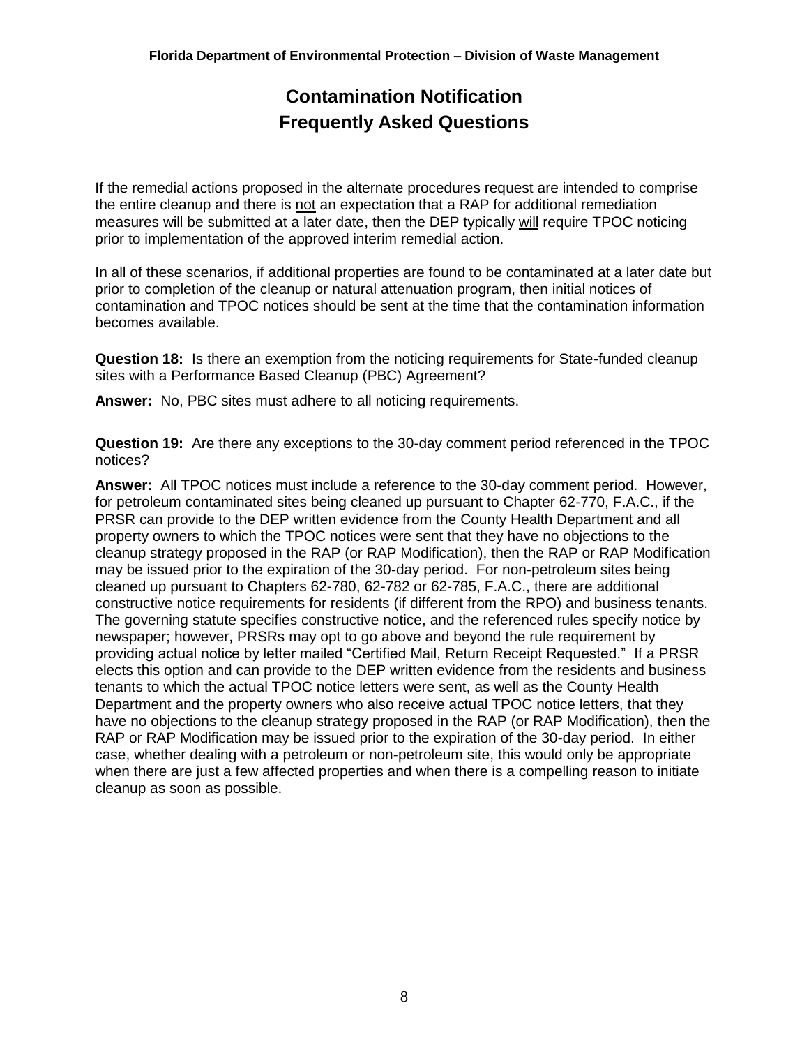If the remedial actions proposed in the alternate procedures request are intended to comprise the entire cleanup and there is not an expectation that a RAP for additional remediation measures will be submitted at a later date, then the DEP typically will require TPOC noticing prior to implementation of the approved interim remedial action.

In all of these scenarios, if additional properties are found to be contaminated at a later date but prior to completion of the cleanup or natural attenuation program, then initial notices of contamination and TPOC notices should be sent at the time that the contamination information becomes available.

**Question 18:** Is there an exemption from the noticing requirements for State-funded cleanup sites with a Performance Based Cleanup (PBC) Agreement?

**Answer:** No, PBC sites must adhere to all noticing requirements.

**Question 19:** Are there any exceptions to the 30-day comment period referenced in the TPOC notices?

**Answer:** All TPOC notices must include a reference to the 30-day comment period. However, for petroleum contaminated sites being cleaned up pursuant to Chapter 62-770, F.A.C., if the PRSR can provide to the DEP written evidence from the County Health Department and all property owners to which the TPOC notices were sent that they have no objections to the cleanup strategy proposed in the RAP (or RAP Modification), then the RAP or RAP Modification may be issued prior to the expiration of the 30-day period. For non-petroleum sites being cleaned up pursuant to Chapters 62-780, 62-782 or 62-785, F.A.C., there are additional constructive notice requirements for residents (if different from the RPO) and business tenants. The governing statute specifies constructive notice, and the referenced rules specify notice by newspaper; however, PRSRs may opt to go above and beyond the rule requirement by providing actual notice by letter mailed "Certified Mail, Return Receipt Requested." If a PRSR elects this option and can provide to the DEP written evidence from the residents and business tenants to which the actual TPOC notice letters were sent, as well as the County Health Department and the property owners who also receive actual TPOC notice letters, that they have no objections to the cleanup strategy proposed in the RAP (or RAP Modification), then the RAP or RAP Modification may be issued prior to the expiration of the 30-day period. In either case, whether dealing with a petroleum or non-petroleum site, this would only be appropriate when there are just a few affected properties and when there is a compelling reason to initiate cleanup as soon as possible.